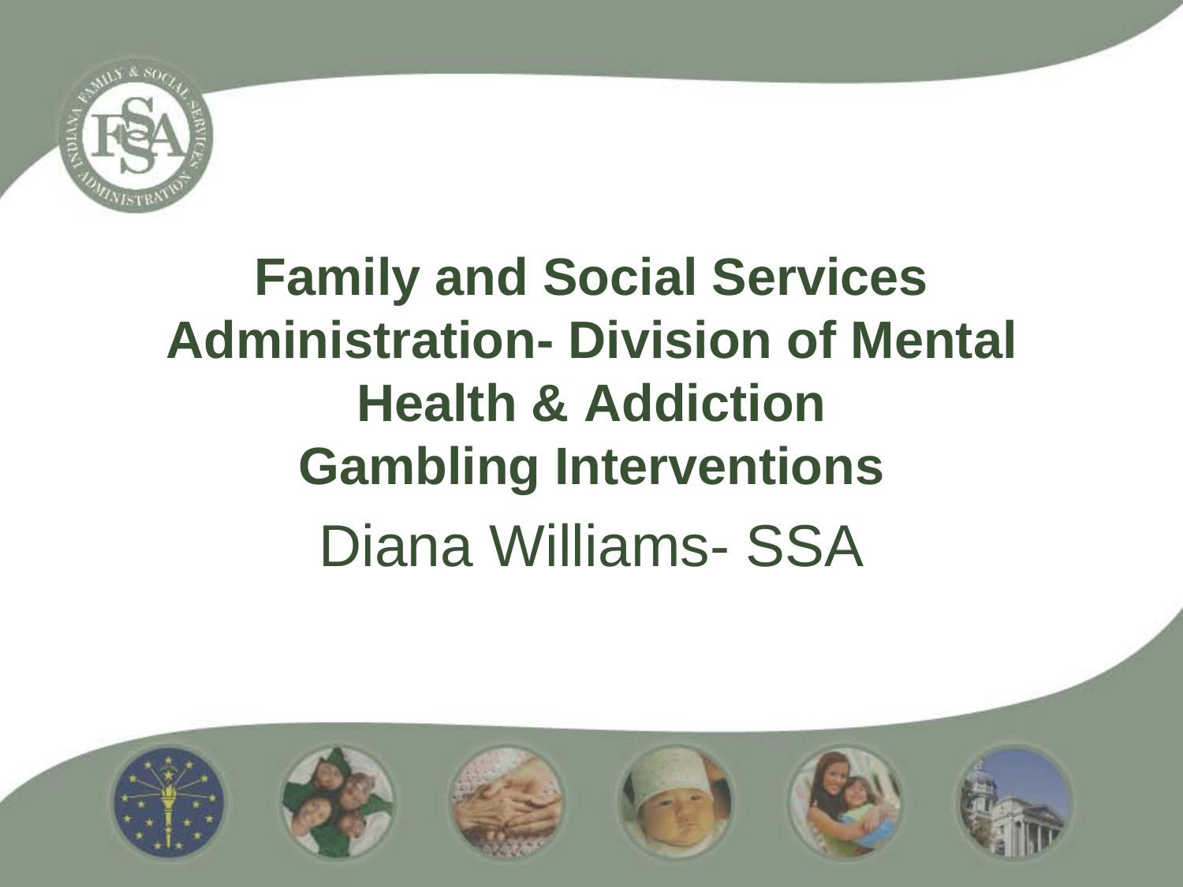# Family and Social Services Administration- Division of Mental Health & Addiction Gambling Interventions

Diana Williams- SSA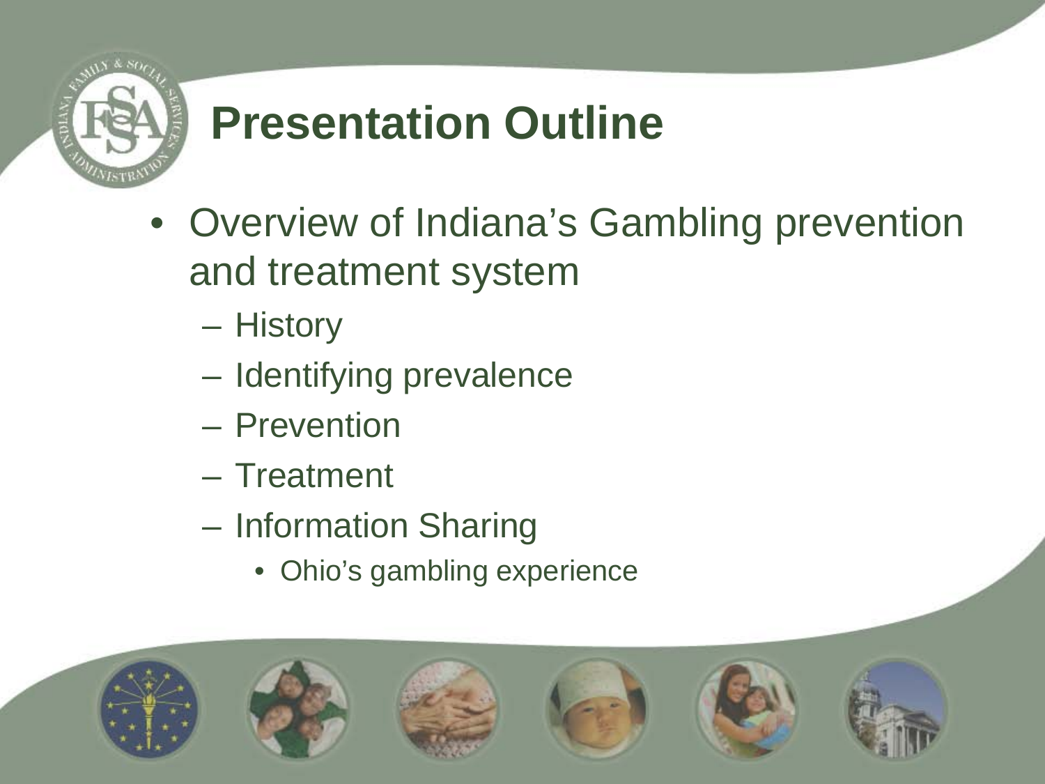# Presentation Outline

- Overview of Indiana's Gambling prevention and treatment system
  - History
  - Identifying prevalence
  - Prevention
  - Treatment
  - Information Sharing
    - Ohio's gambling experience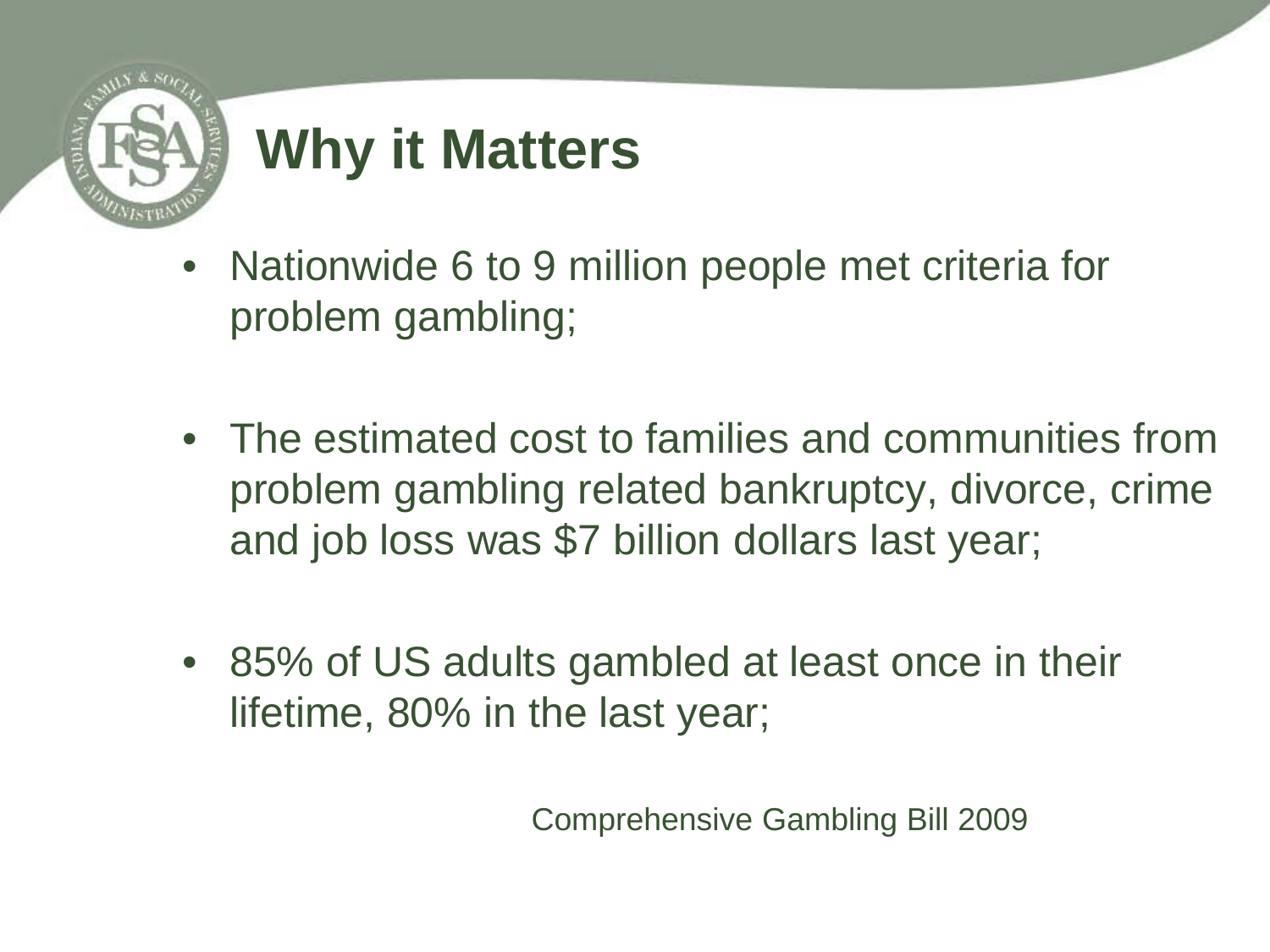# Why it Matters

- Nationwide 6 to 9 million people met criteria for problem gambling;
- The estimated cost to families and communities from problem gambling related bankruptcy, divorce, crime and job loss was $7 billion dollars last year;
- 85% of US adults gambled at least once in their lifetime, 80% in the last year;

Comprehensive Gambling Bill 2009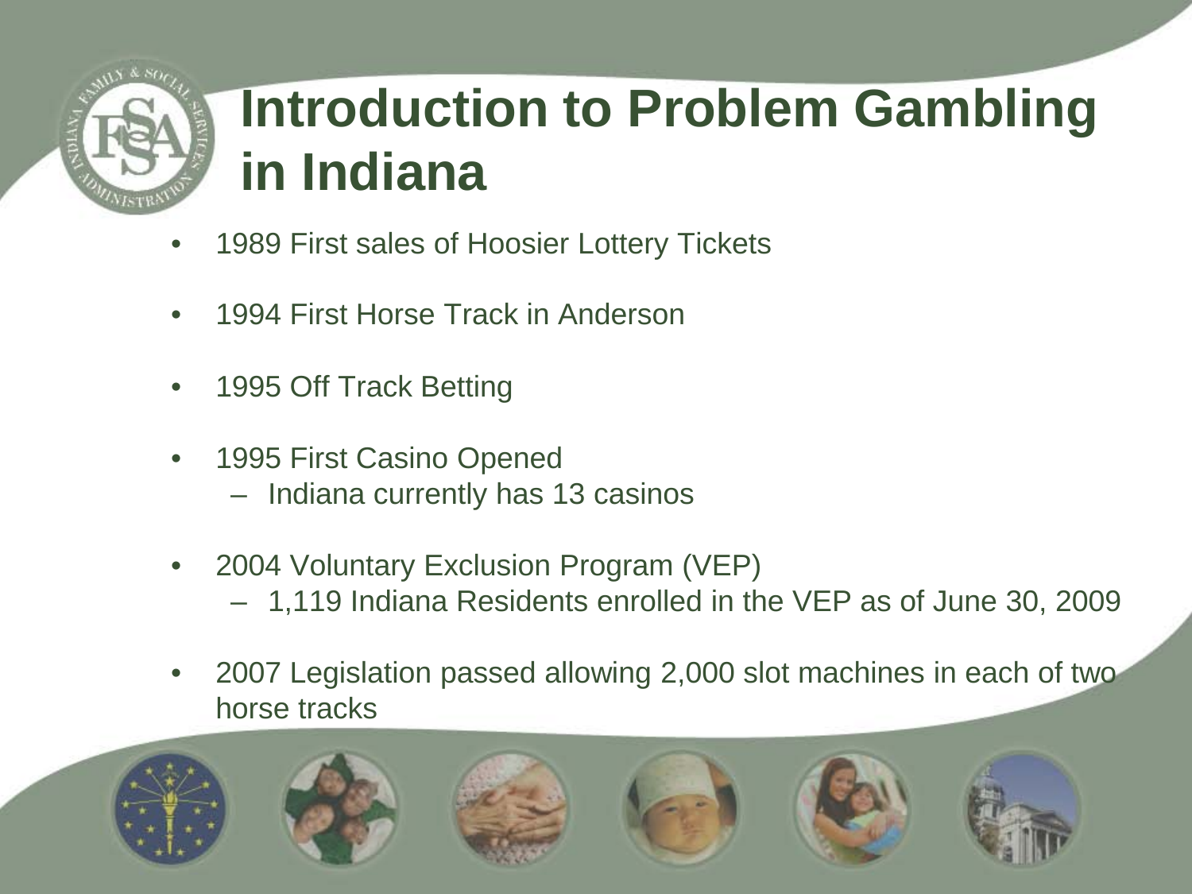# Introduction to Problem Gambling in Indiana

- 1989 First sales of Hoosier Lottery Tickets
- 1994 First Horse Track in Anderson
- 1995 Off Track Betting
- 1995 First Casino Opened
  - Indiana currently has 13 casinos
- 2004 Voluntary Exclusion Program (VEP)
  - 1,119 Indiana Residents enrolled in the VEP as of June 30, 2009
- 2007 Legislation passed allowing 2,000 slot machines in each of two horse tracks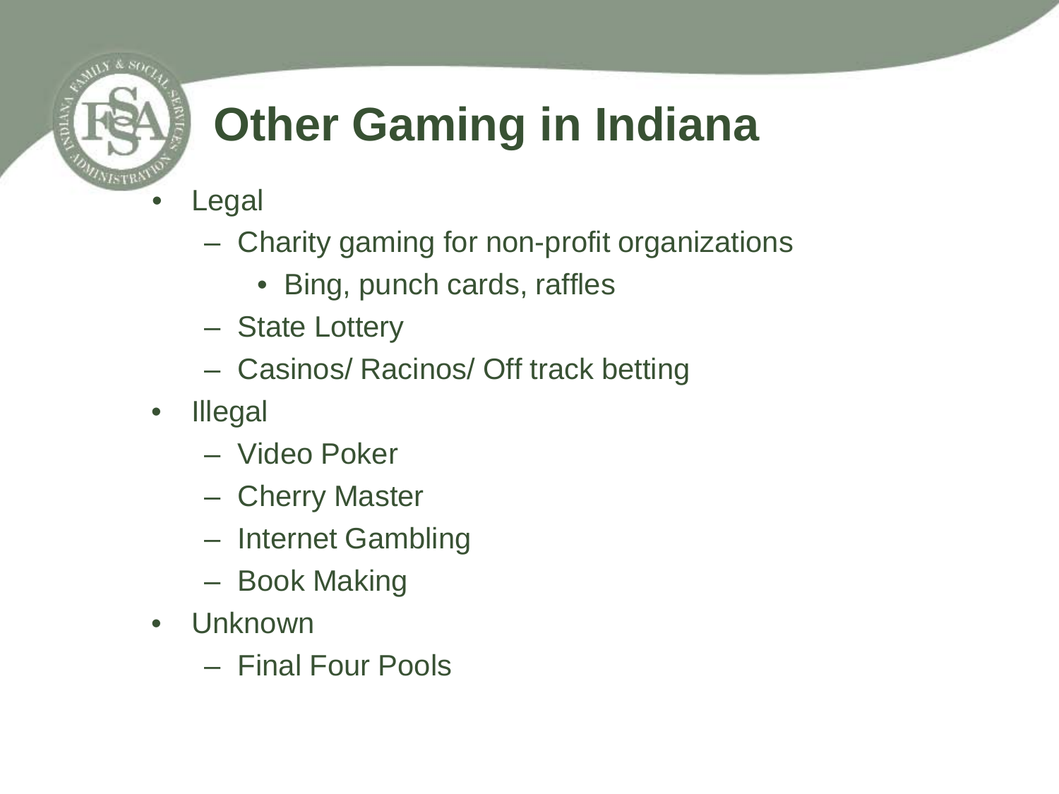# Other Gaming in Indiana

- Legal
  - Charity gaming for non-profit organizations
    - Bing, punch cards, raffles
  - State Lottery
  - Casinos/ Racinos/ Off track betting
- Illegal
  - Video Poker
  - Cherry Master
  - Internet Gambling
  - Book Making
- Unknown
  - Final Four Pools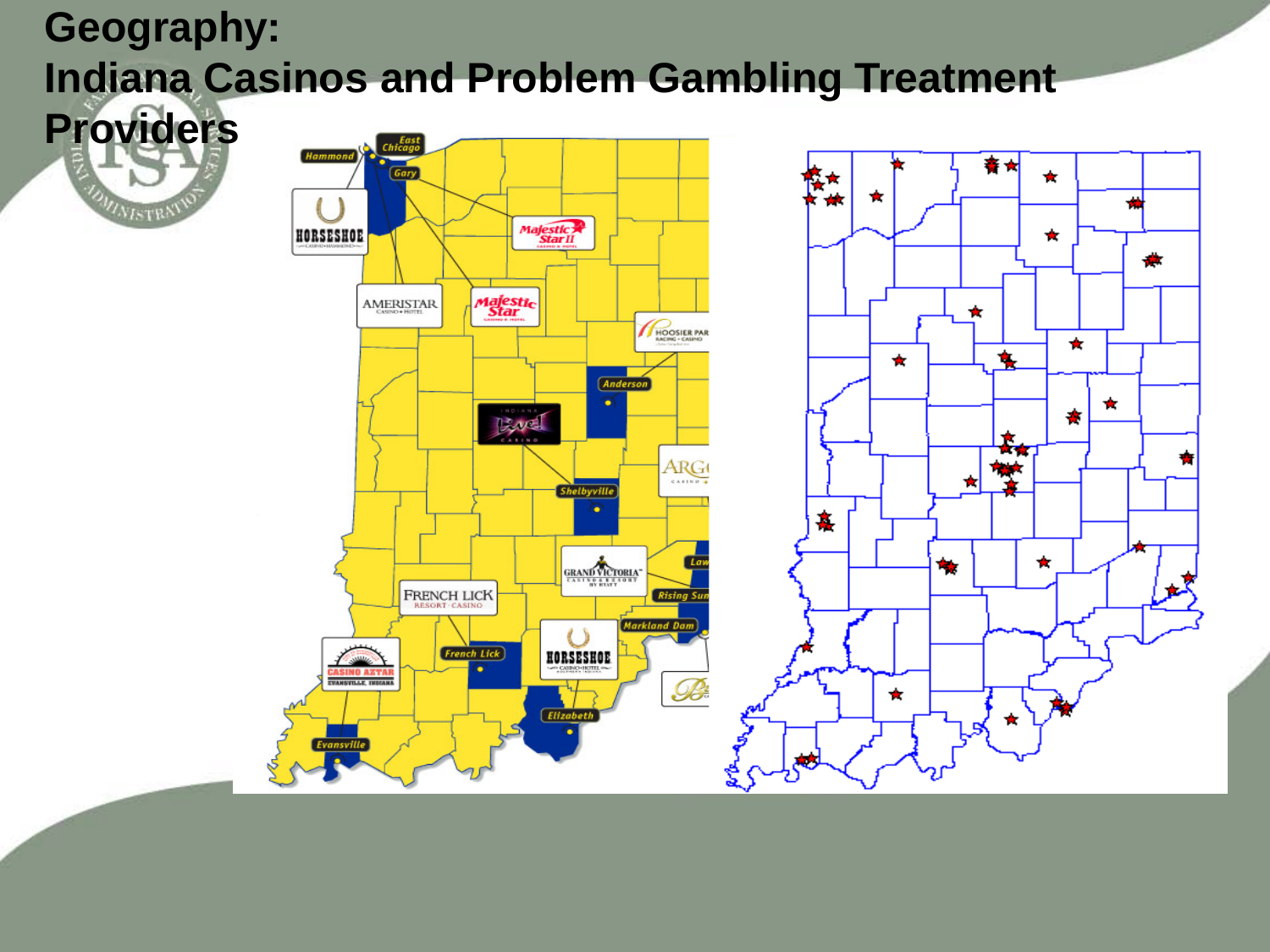# Geography:
# Indiana Casinos and Problem Gambling Treatment Providers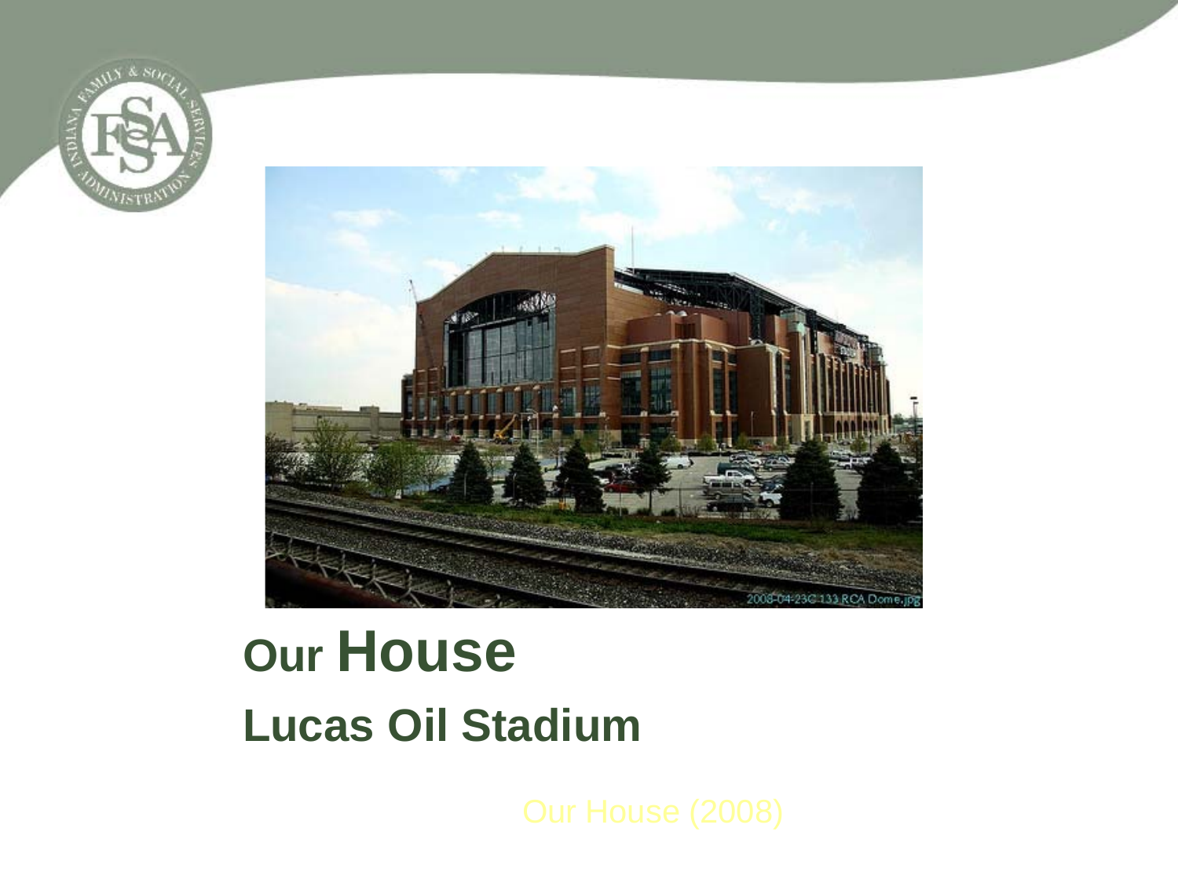# Our House

## Lucas Oil Stadium

Our House (2008)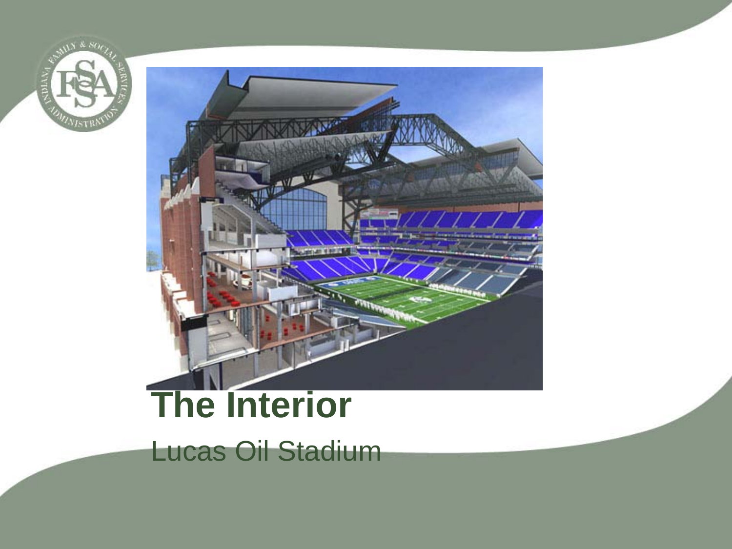# The Interior

Lucas Oil Stadium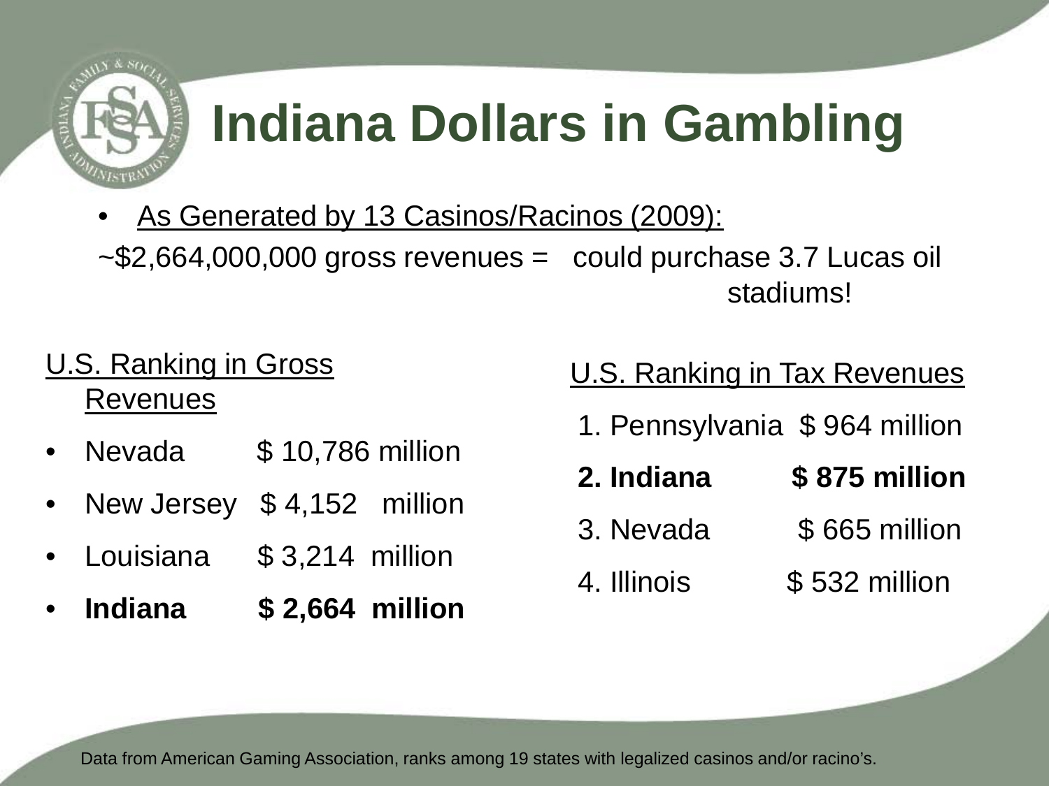# Indiana Dollars in Gambling

- As Generated by 13 Casinos/Racinos (2009):

~$2,664,000,000 gross revenues = could purchase 3.7 Lucas oil stadiums!

U.S. Ranking in Gross Revenues

- Nevada $ 10,786 million
- New Jersey $ 4,152 million
- Louisiana $ 3,214 million
- **Indiana $ 2,664 million**

U.S. Ranking in Tax Revenues

1. Pennsylvania $ 964 million
2. **Indiana $ 875 million**
3. Nevada $ 665 million
4. Illinois $ 532 million

Data from American Gaming Association, ranks among 19 states with legalized casinos and/or racino's.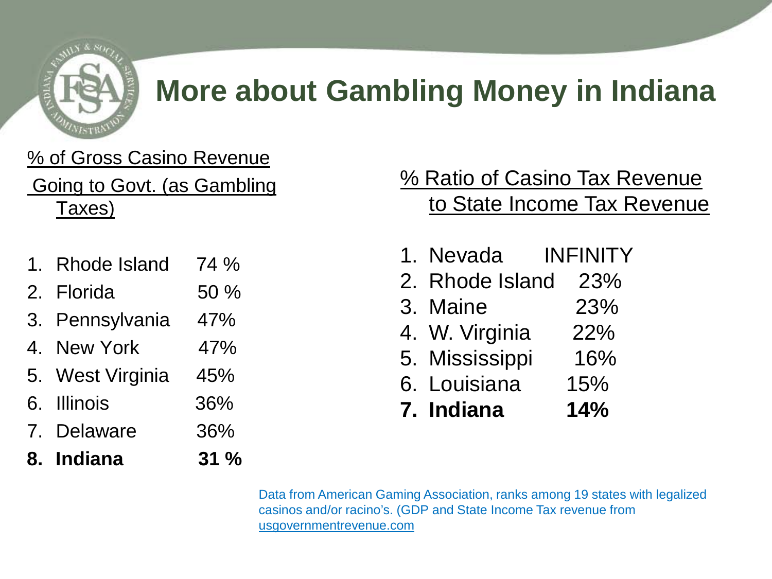# More about Gambling Money in Indiana

% of Gross Casino Revenue Going to Govt. (as Gambling Taxes)

1. Rhode Island 74 %
2. Florida 50 %
3. Pennsylvania 47%
4. New York 47%
5. West Virginia 45%
6. Illinois 36%
7. Delaware 36%
8. **Indiana 31 %**

% Ratio of Casino Tax Revenue to State Income Tax Revenue

1. Nevada INFINITY
2. Rhode Island 23%
3. Maine 23%
4. W. Virginia 22%
5. Mississippi 16%
6. Louisiana 15%
7. **Indiana 14%**

Data from American Gaming Association, ranks among 19 states with legalized casinos and/or racino's. (GDP and State Income Tax revenue from usgovernmentrevenue.com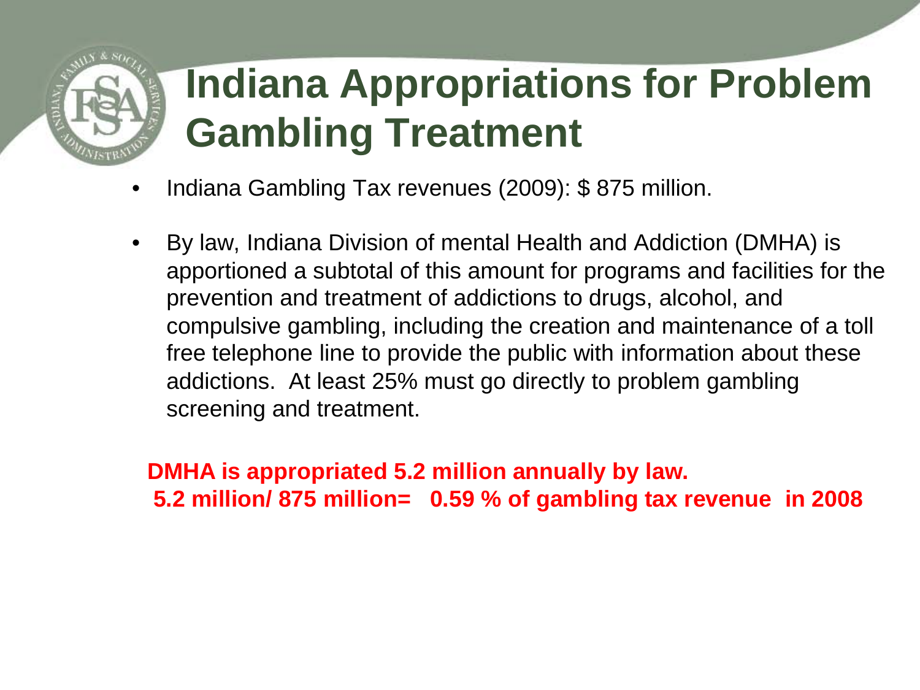# Indiana Appropriations for Problem Gambling Treatment

- Indiana Gambling Tax revenues (2009): $ 875 million.
- By law, Indiana Division of mental Health and Addiction (DMHA) is apportioned a subtotal of this amount for programs and facilities for the prevention and treatment of addictions to drugs, alcohol, and compulsive gambling, including the creation and maintenance of a toll free telephone line to provide the public with information about these addictions. At least 25% must go directly to problem gambling screening and treatment.

**DMHA is appropriated 5.2 million annually by law.**
**5.2 million/ 875 million= 0.59 % of gambling tax revenue in 2008**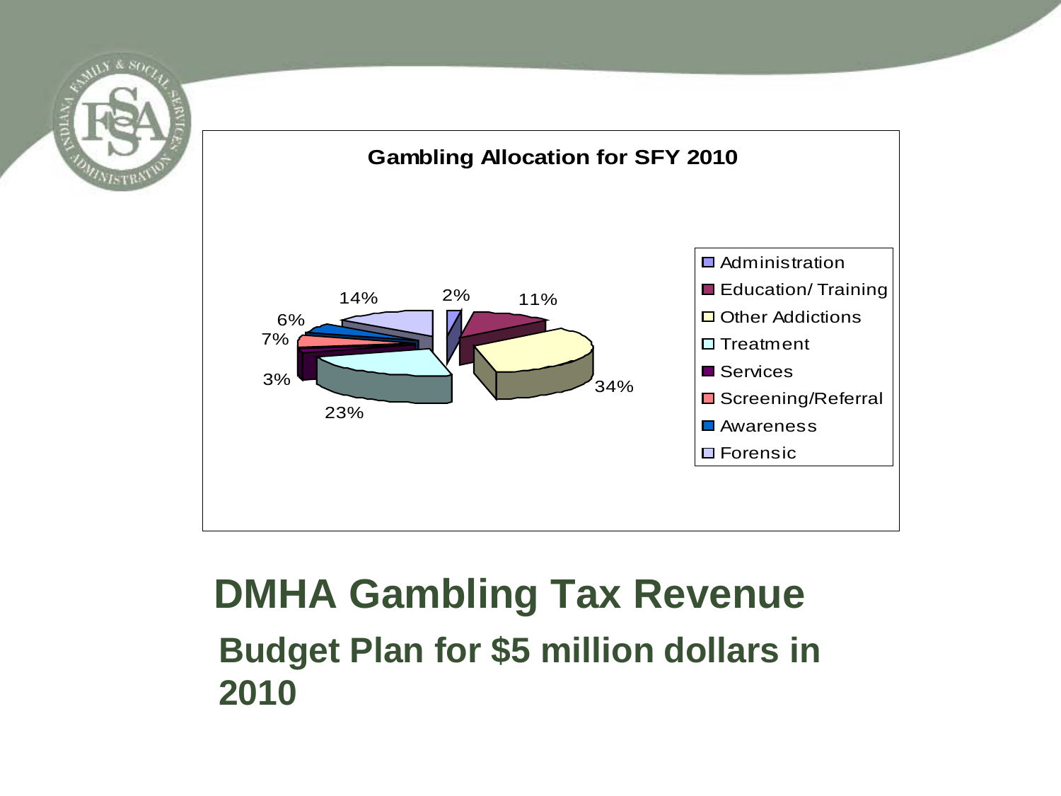Gambling Allocation for SFY 2010

2%
11%
34%
23%
3%
7%
6%
14%

Administration
Education/ Training
Other Addictions
Treatment
Services
Screening/Referral
Awareness
Forensic

# DMHA Gambling Tax Revenue

## Budget Plan for $5 million dollars in 2010